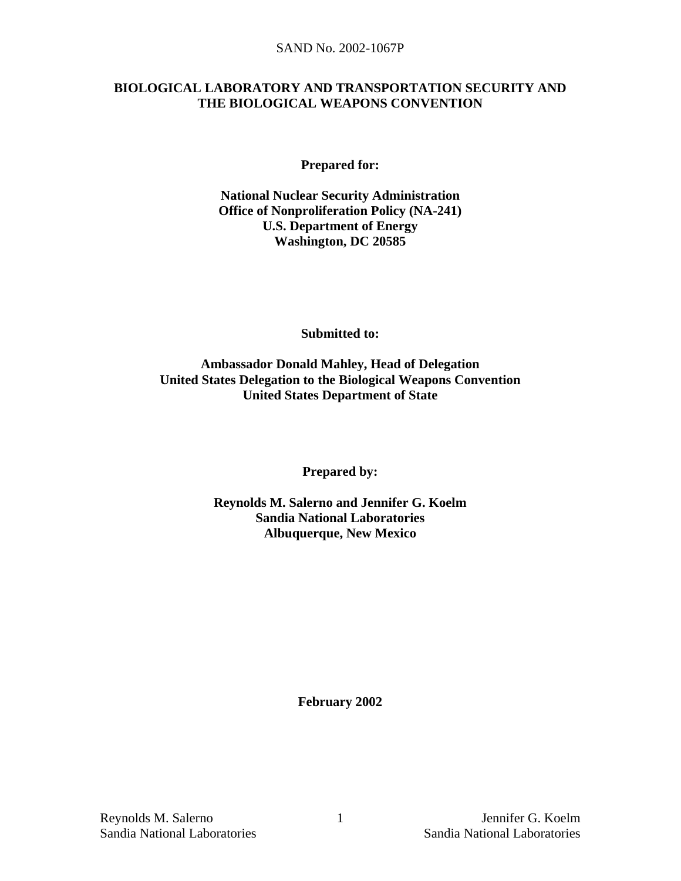SAND No. 2002-1067P

# BIOLOGICAL LABORATORY AND TRANSPORTATION SECURITY AND THE BIOLOGICAL WEAPONS CONVENTION

**Prepared for:**

**National Nuclear Security Administration**
**Office of Nonproliferation Policy (NA-241)**
**U.S. Department of Energy**
**Washington, DC 20585**

**Submitted to:**

**Ambassador Donald Mahley, Head of Delegation**
**United States Delegation to the Biological Weapons Convention**
**United States Department of State**

**Prepared by:**

**Reynolds M. Salerno and Jennifer G. Koelm**
**Sandia National Laboratories**
**Albuquerque, New Mexico**

**February 2002**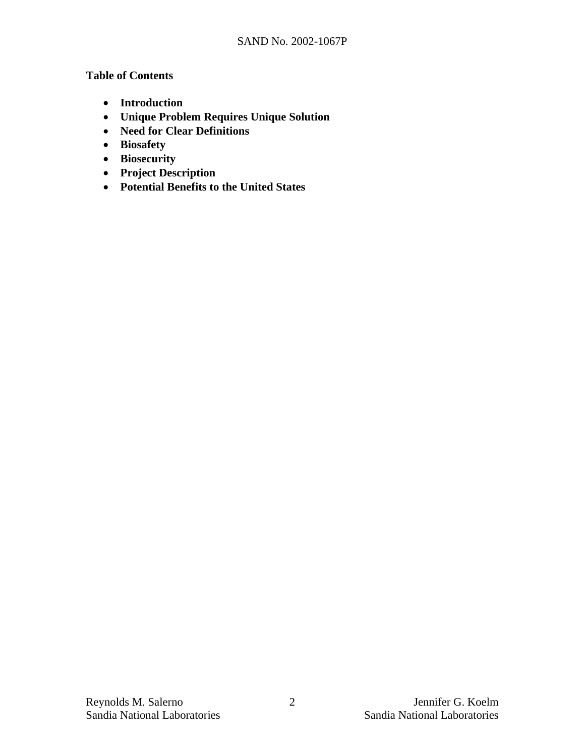**Table of Contents**

- **Introduction**
- **Unique Problem Requires Unique Solution**
- **Need for Clear Definitions**
- **Biosafety**
- **Biosecurity**
- **Project Description**
- **Potential Benefits to the United States**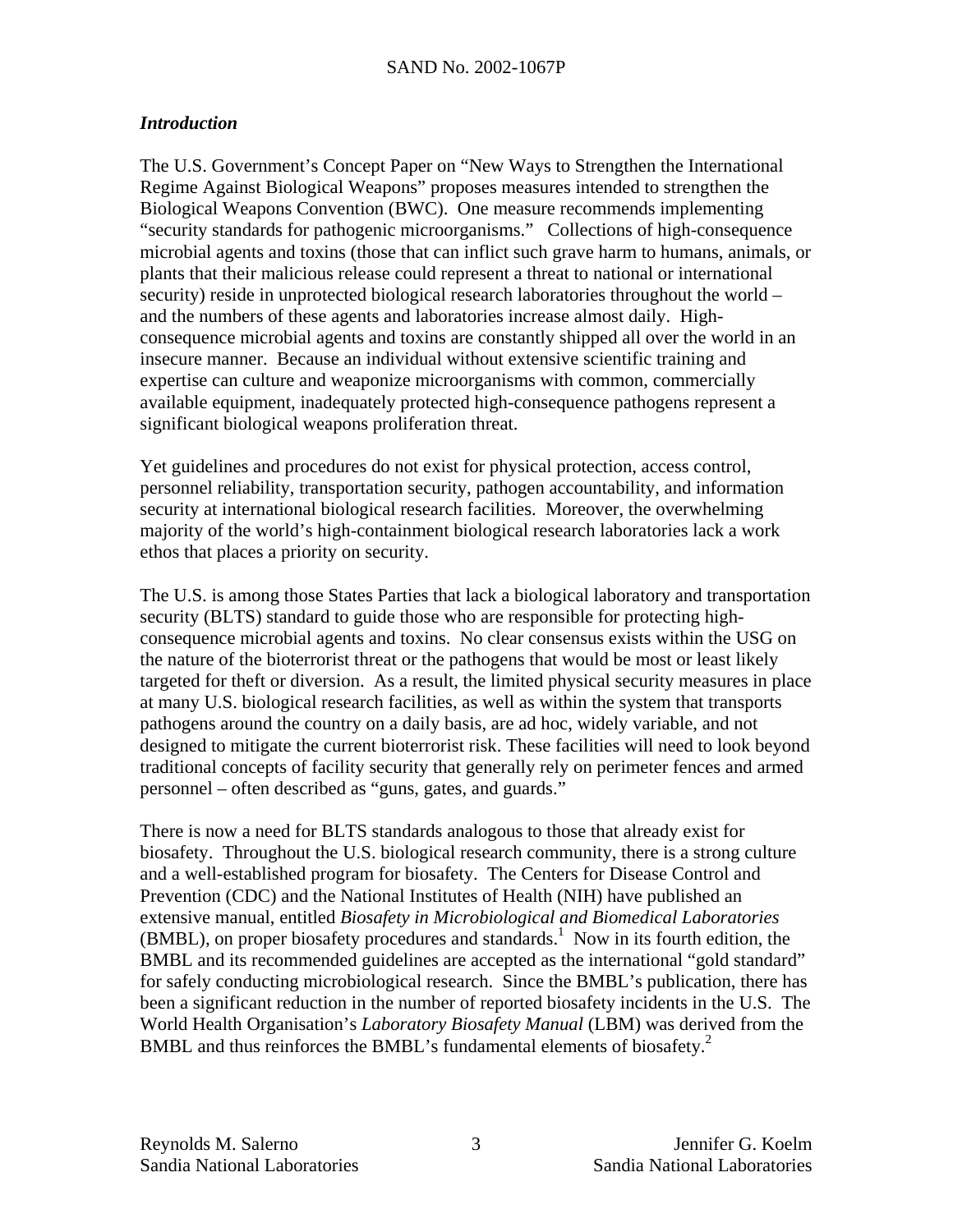### *Introduction*

The U.S. Government's Concept Paper on "New Ways to Strengthen the International Regime Against Biological Weapons" proposes measures intended to strengthen the Biological Weapons Convention (BWC). One measure recommends implementing "security standards for pathogenic microorganisms." Collections of high-consequence microbial agents and toxins (those that can inflict such grave harm to humans, animals, or plants that their malicious release could represent a threat to national or international security) reside in unprotected biological research laboratories throughout the world – and the numbers of these agents and laboratories increase almost daily. High-consequence microbial agents and toxins are constantly shipped all over the world in an insecure manner. Because an individual without extensive scientific training and expertise can culture and weaponize microorganisms with common, commercially available equipment, inadequately protected high-consequence pathogens represent a significant biological weapons proliferation threat.

Yet guidelines and procedures do not exist for physical protection, access control, personnel reliability, transportation security, pathogen accountability, and information security at international biological research facilities. Moreover, the overwhelming majority of the world's high-containment biological research laboratories lack a work ethos that places a priority on security.

The U.S. is among those States Parties that lack a biological laboratory and transportation security (BLTS) standard to guide those who are responsible for protecting high-consequence microbial agents and toxins. No clear consensus exists within the USG on the nature of the bioterrorist threat or the pathogens that would be most or least likely targeted for theft or diversion. As a result, the limited physical security measures in place at many U.S. biological research facilities, as well as within the system that transports pathogens around the country on a daily basis, are ad hoc, widely variable, and not designed to mitigate the current bioterrorist risk. These facilities will need to look beyond traditional concepts of facility security that generally rely on perimeter fences and armed personnel – often described as "guns, gates, and guards."

There is now a need for BLTS standards analogous to those that already exist for biosafety. Throughout the U.S. biological research community, there is a strong culture and a well-established program for biosafety. The Centers for Disease Control and Prevention (CDC) and the National Institutes of Health (NIH) have published an extensive manual, entitled *Biosafety in Microbiological and Biomedical Laboratories* (BMBL), on proper biosafety procedures and standards.[1] Now in its fourth edition, the BMBL and its recommended guidelines are accepted as the international "gold standard" for safely conducting microbiological research. Since the BMBL's publication, there has been a significant reduction in the number of reported biosafety incidents in the U.S. The World Health Organisation's *Laboratory Biosafety Manual* (LBM) was derived from the BMBL and thus reinforces the BMBL's fundamental elements of biosafety.[2]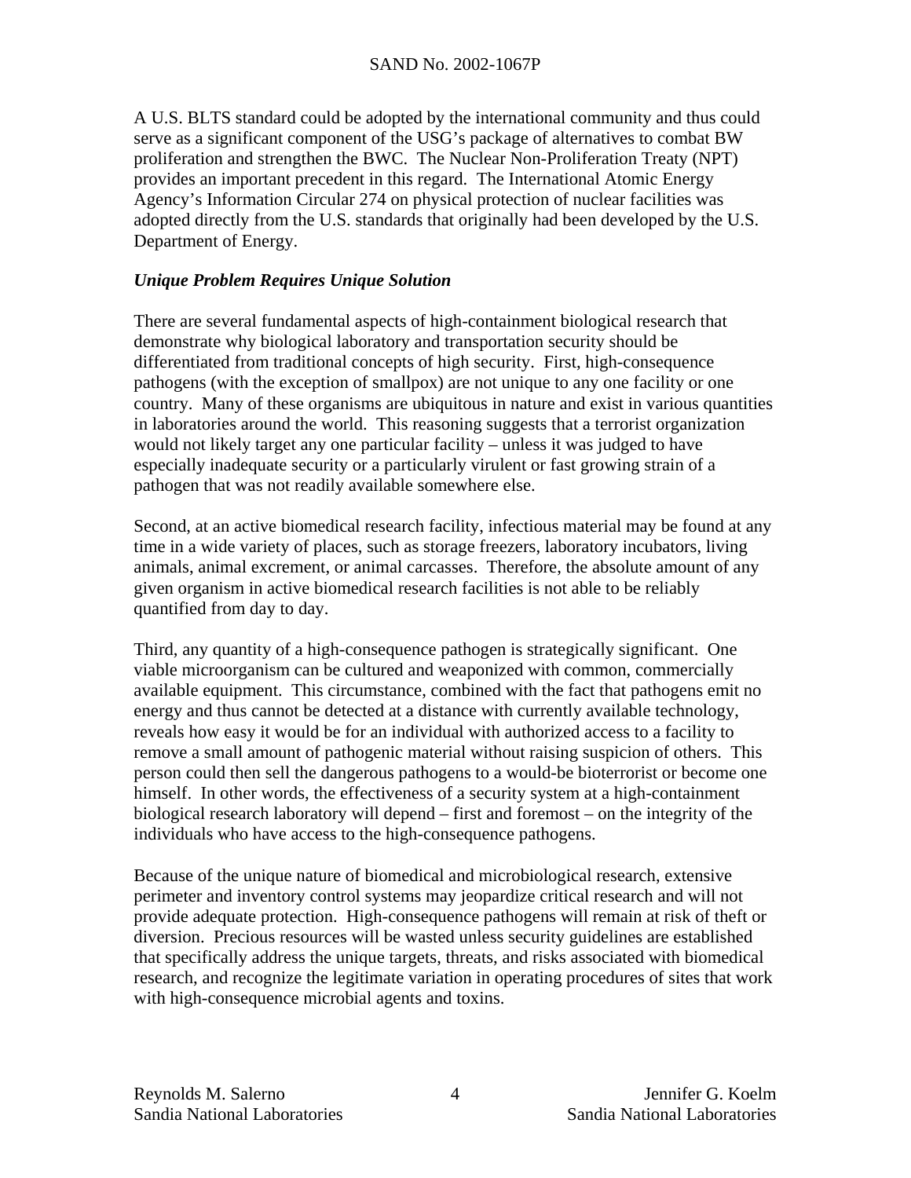A U.S. BLTS standard could be adopted by the international community and thus could serve as a significant component of the USG's package of alternatives to combat BW proliferation and strengthen the BWC. The Nuclear Non-Proliferation Treaty (NPT) provides an important precedent in this regard. The International Atomic Energy Agency's Information Circular 274 on physical protection of nuclear facilities was adopted directly from the U.S. standards that originally had been developed by the U.S. Department of Energy.

***Unique Problem Requires Unique Solution***

There are several fundamental aspects of high-containment biological research that demonstrate why biological laboratory and transportation security should be differentiated from traditional concepts of high security. First, high-consequence pathogens (with the exception of smallpox) are not unique to any one facility or one country. Many of these organisms are ubiquitous in nature and exist in various quantities in laboratories around the world. This reasoning suggests that a terrorist organization would not likely target any one particular facility – unless it was judged to have especially inadequate security or a particularly virulent or fast growing strain of a pathogen that was not readily available somewhere else.

Second, at an active biomedical research facility, infectious material may be found at any time in a wide variety of places, such as storage freezers, laboratory incubators, living animals, animal excrement, or animal carcasses. Therefore, the absolute amount of any given organism in active biomedical research facilities is not able to be reliably quantified from day to day.

Third, any quantity of a high-consequence pathogen is strategically significant. One viable microorganism can be cultured and weaponized with common, commercially available equipment. This circumstance, combined with the fact that pathogens emit no energy and thus cannot be detected at a distance with currently available technology, reveals how easy it would be for an individual with authorized access to a facility to remove a small amount of pathogenic material without raising suspicion of others. This person could then sell the dangerous pathogens to a would-be bioterrorist or become one himself. In other words, the effectiveness of a security system at a high-containment biological research laboratory will depend – first and foremost – on the integrity of the individuals who have access to the high-consequence pathogens.

Because of the unique nature of biomedical and microbiological research, extensive perimeter and inventory control systems may jeopardize critical research and will not provide adequate protection. High-consequence pathogens will remain at risk of theft or diversion. Precious resources will be wasted unless security guidelines are established that specifically address the unique targets, threats, and risks associated with biomedical research, and recognize the legitimate variation in operating procedures of sites that work with high-consequence microbial agents and toxins.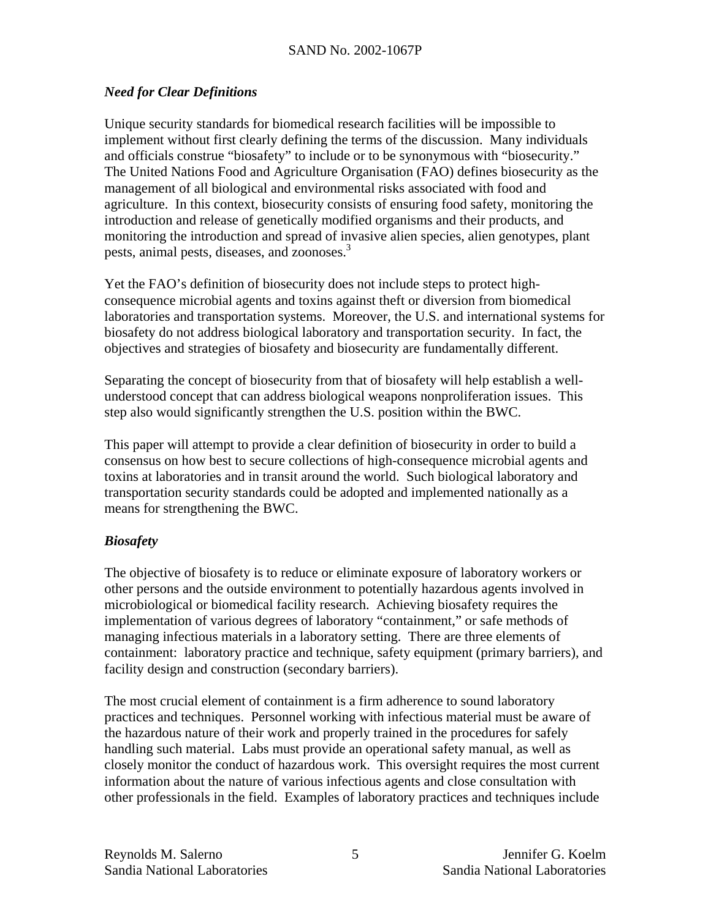### *Need for Clear Definitions*

Unique security standards for biomedical research facilities will be impossible to implement without first clearly defining the terms of the discussion. Many individuals and officials construe "biosafety" to include or to be synonymous with "biosecurity." The United Nations Food and Agriculture Organisation (FAO) defines biosecurity as the management of all biological and environmental risks associated with food and agriculture. In this context, biosecurity consists of ensuring food safety, monitoring the introduction and release of genetically modified organisms and their products, and monitoring the introduction and spread of invasive alien species, alien genotypes, plant pests, animal pests, diseases, and zoonoses.[3]

Yet the FAO's definition of biosecurity does not include steps to protect high-consequence microbial agents and toxins against theft or diversion from biomedical laboratories and transportation systems. Moreover, the U.S. and international systems for biosafety do not address biological laboratory and transportation security. In fact, the objectives and strategies of biosafety and biosecurity are fundamentally different.

Separating the concept of biosecurity from that of biosafety will help establish a well-understood concept that can address biological weapons nonproliferation issues. This step also would significantly strengthen the U.S. position within the BWC.

This paper will attempt to provide a clear definition of biosecurity in order to build a consensus on how best to secure collections of high-consequence microbial agents and toxins at laboratories and in transit around the world. Such biological laboratory and transportation security standards could be adopted and implemented nationally as a means for strengthening the BWC.

### *Biosafety*

The objective of biosafety is to reduce or eliminate exposure of laboratory workers or other persons and the outside environment to potentially hazardous agents involved in microbiological or biomedical facility research. Achieving biosafety requires the implementation of various degrees of laboratory "containment," or safe methods of managing infectious materials in a laboratory setting. There are three elements of containment: laboratory practice and technique, safety equipment (primary barriers), and facility design and construction (secondary barriers).

The most crucial element of containment is a firm adherence to sound laboratory practices and techniques. Personnel working with infectious material must be aware of the hazardous nature of their work and properly trained in the procedures for safely handling such material. Labs must provide an operational safety manual, as well as closely monitor the conduct of hazardous work. This oversight requires the most current information about the nature of various infectious agents and close consultation with other professionals in the field. Examples of laboratory practices and techniques include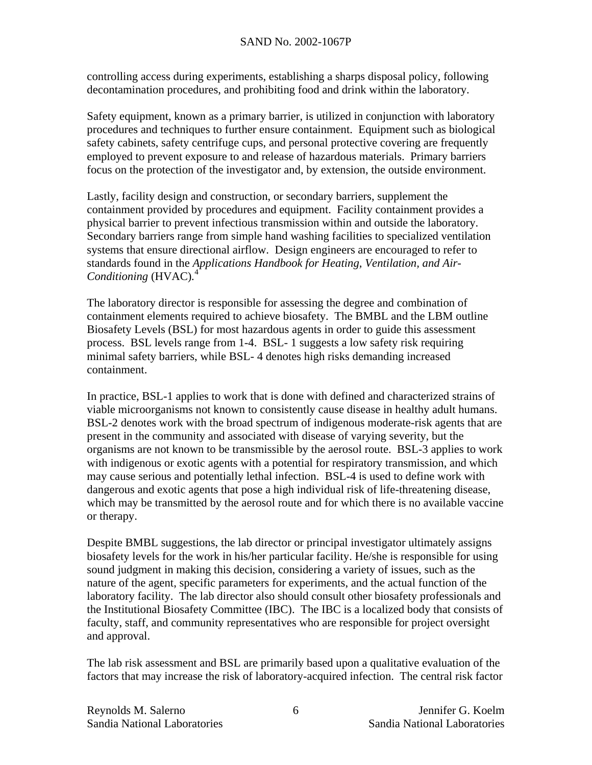controlling access during experiments, establishing a sharps disposal policy, following decontamination procedures, and prohibiting food and drink within the laboratory.

Safety equipment, known as a primary barrier, is utilized in conjunction with laboratory procedures and techniques to further ensure containment. Equipment such as biological safety cabinets, safety centrifuge cups, and personal protective covering are frequently employed to prevent exposure to and release of hazardous materials. Primary barriers focus on the protection of the investigator and, by extension, the outside environment.

Lastly, facility design and construction, or secondary barriers, supplement the containment provided by procedures and equipment. Facility containment provides a physical barrier to prevent infectious transmission within and outside the laboratory. Secondary barriers range from simple hand washing facilities to specialized ventilation systems that ensure directional airflow. Design engineers are encouraged to refer to standards found in the *Applications Handbook for Heating, Ventilation, and Air-Conditioning* (HVAC).[4]

The laboratory director is responsible for assessing the degree and combination of containment elements required to achieve biosafety. The BMBL and the LBM outline Biosafety Levels (BSL) for most hazardous agents in order to guide this assessment process. BSL levels range from 1-4. BSL- 1 suggests a low safety risk requiring minimal safety barriers, while BSL- 4 denotes high risks demanding increased containment.

In practice, BSL-1 applies to work that is done with defined and characterized strains of viable microorganisms not known to consistently cause disease in healthy adult humans. BSL-2 denotes work with the broad spectrum of indigenous moderate-risk agents that are present in the community and associated with disease of varying severity, but the organisms are not known to be transmissible by the aerosol route. BSL-3 applies to work with indigenous or exotic agents with a potential for respiratory transmission, and which may cause serious and potentially lethal infection. BSL-4 is used to define work with dangerous and exotic agents that pose a high individual risk of life-threatening disease, which may be transmitted by the aerosol route and for which there is no available vaccine or therapy.

Despite BMBL suggestions, the lab director or principal investigator ultimately assigns biosafety levels for the work in his/her particular facility. He/she is responsible for using sound judgment in making this decision, considering a variety of issues, such as the nature of the agent, specific parameters for experiments, and the actual function of the laboratory facility. The lab director also should consult other biosafety professionals and the Institutional Biosafety Committee (IBC). The IBC is a localized body that consists of faculty, staff, and community representatives who are responsible for project oversight and approval.

The lab risk assessment and BSL are primarily based upon a qualitative evaluation of the factors that may increase the risk of laboratory-acquired infection. The central risk factor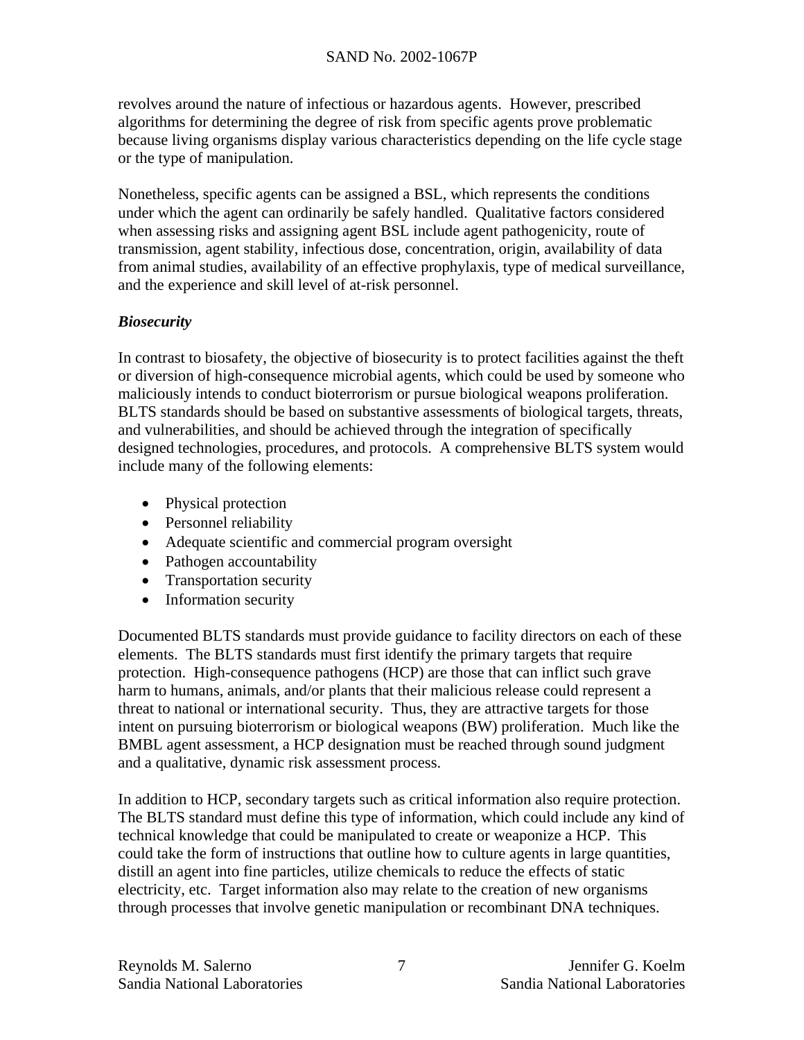revolves around the nature of infectious or hazardous agents. However, prescribed algorithms for determining the degree of risk from specific agents prove problematic because living organisms display various characteristics depending on the life cycle stage or the type of manipulation.

Nonetheless, specific agents can be assigned a BSL, which represents the conditions under which the agent can ordinarily be safely handled. Qualitative factors considered when assessing risks and assigning agent BSL include agent pathogenicity, route of transmission, agent stability, infectious dose, concentration, origin, availability of data from animal studies, availability of an effective prophylaxis, type of medical surveillance, and the experience and skill level of at-risk personnel.

***Biosecurity***

In contrast to biosafety, the objective of biosecurity is to protect facilities against the theft or diversion of high-consequence microbial agents, which could be used by someone who maliciously intends to conduct bioterrorism or pursue biological weapons proliferation. BLTS standards should be based on substantive assessments of biological targets, threats, and vulnerabilities, and should be achieved through the integration of specifically designed technologies, procedures, and protocols. A comprehensive BLTS system would include many of the following elements:

- Physical protection
- Personnel reliability
- Adequate scientific and commercial program oversight
- Pathogen accountability
- Transportation security
- Information security

Documented BLTS standards must provide guidance to facility directors on each of these elements. The BLTS standards must first identify the primary targets that require protection. High-consequence pathogens (HCP) are those that can inflict such grave harm to humans, animals, and/or plants that their malicious release could represent a threat to national or international security. Thus, they are attractive targets for those intent on pursuing bioterrorism or biological weapons (BW) proliferation. Much like the BMBL agent assessment, a HCP designation must be reached through sound judgment and a qualitative, dynamic risk assessment process.

In addition to HCP, secondary targets such as critical information also require protection. The BLTS standard must define this type of information, which could include any kind of technical knowledge that could be manipulated to create or weaponize a HCP. This could take the form of instructions that outline how to culture agents in large quantities, distill an agent into fine particles, utilize chemicals to reduce the effects of static electricity, etc. Target information also may relate to the creation of new organisms through processes that involve genetic manipulation or recombinant DNA techniques.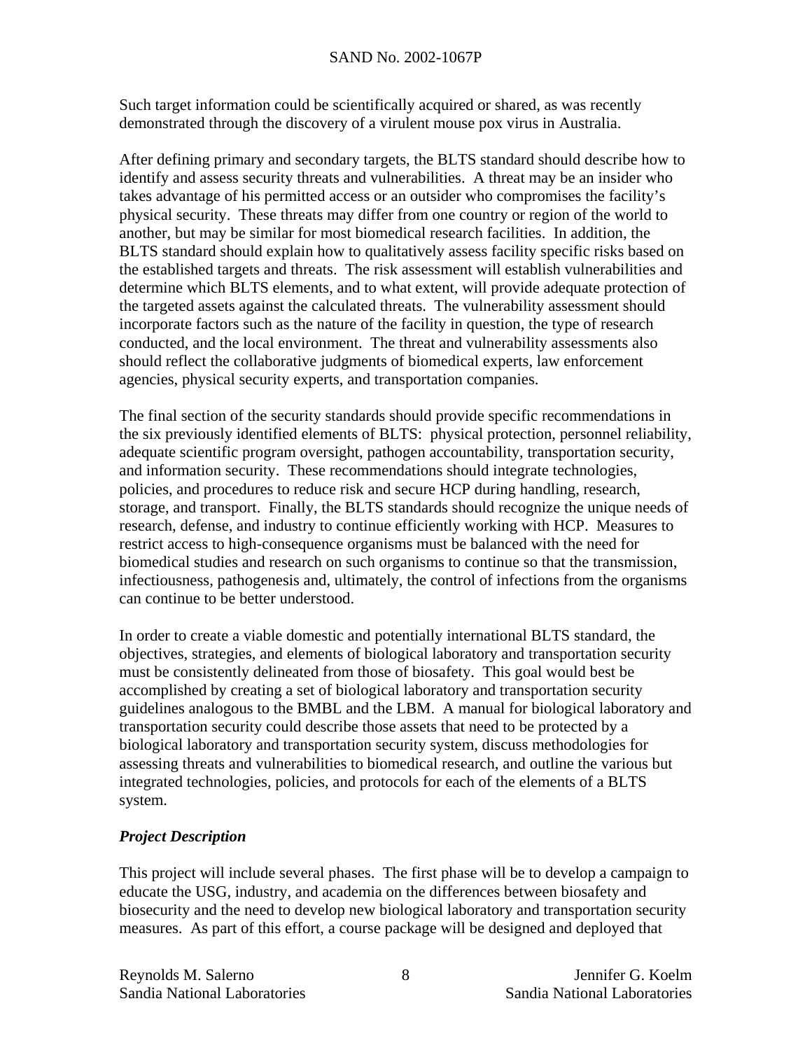Such target information could be scientifically acquired or shared, as was recently demonstrated through the discovery of a virulent mouse pox virus in Australia.

After defining primary and secondary targets, the BLTS standard should describe how to identify and assess security threats and vulnerabilities. A threat may be an insider who takes advantage of his permitted access or an outsider who compromises the facility's physical security. These threats may differ from one country or region of the world to another, but may be similar for most biomedical research facilities. In addition, the BLTS standard should explain how to qualitatively assess facility specific risks based on the established targets and threats. The risk assessment will establish vulnerabilities and determine which BLTS elements, and to what extent, will provide adequate protection of the targeted assets against the calculated threats. The vulnerability assessment should incorporate factors such as the nature of the facility in question, the type of research conducted, and the local environment. The threat and vulnerability assessments also should reflect the collaborative judgments of biomedical experts, law enforcement agencies, physical security experts, and transportation companies.

The final section of the security standards should provide specific recommendations in the six previously identified elements of BLTS: physical protection, personnel reliability, adequate scientific program oversight, pathogen accountability, transportation security, and information security. These recommendations should integrate technologies, policies, and procedures to reduce risk and secure HCP during handling, research, storage, and transport. Finally, the BLTS standards should recognize the unique needs of research, defense, and industry to continue efficiently working with HCP. Measures to restrict access to high-consequence organisms must be balanced with the need for biomedical studies and research on such organisms to continue so that the transmission, infectiousness, pathogenesis and, ultimately, the control of infections from the organisms can continue to be better understood.

In order to create a viable domestic and potentially international BLTS standard, the objectives, strategies, and elements of biological laboratory and transportation security must be consistently delineated from those of biosafety. This goal would best be accomplished by creating a set of biological laboratory and transportation security guidelines analogous to the BMBL and the LBM. A manual for biological laboratory and transportation security could describe those assets that need to be protected by a biological laboratory and transportation security system, discuss methodologies for assessing threats and vulnerabilities to biomedical research, and outline the various but integrated technologies, policies, and protocols for each of the elements of a BLTS system.

### *Project Description*

This project will include several phases. The first phase will be to develop a campaign to educate the USG, industry, and academia on the differences between biosafety and biosecurity and the need to develop new biological laboratory and transportation security measures. As part of this effort, a course package will be designed and deployed that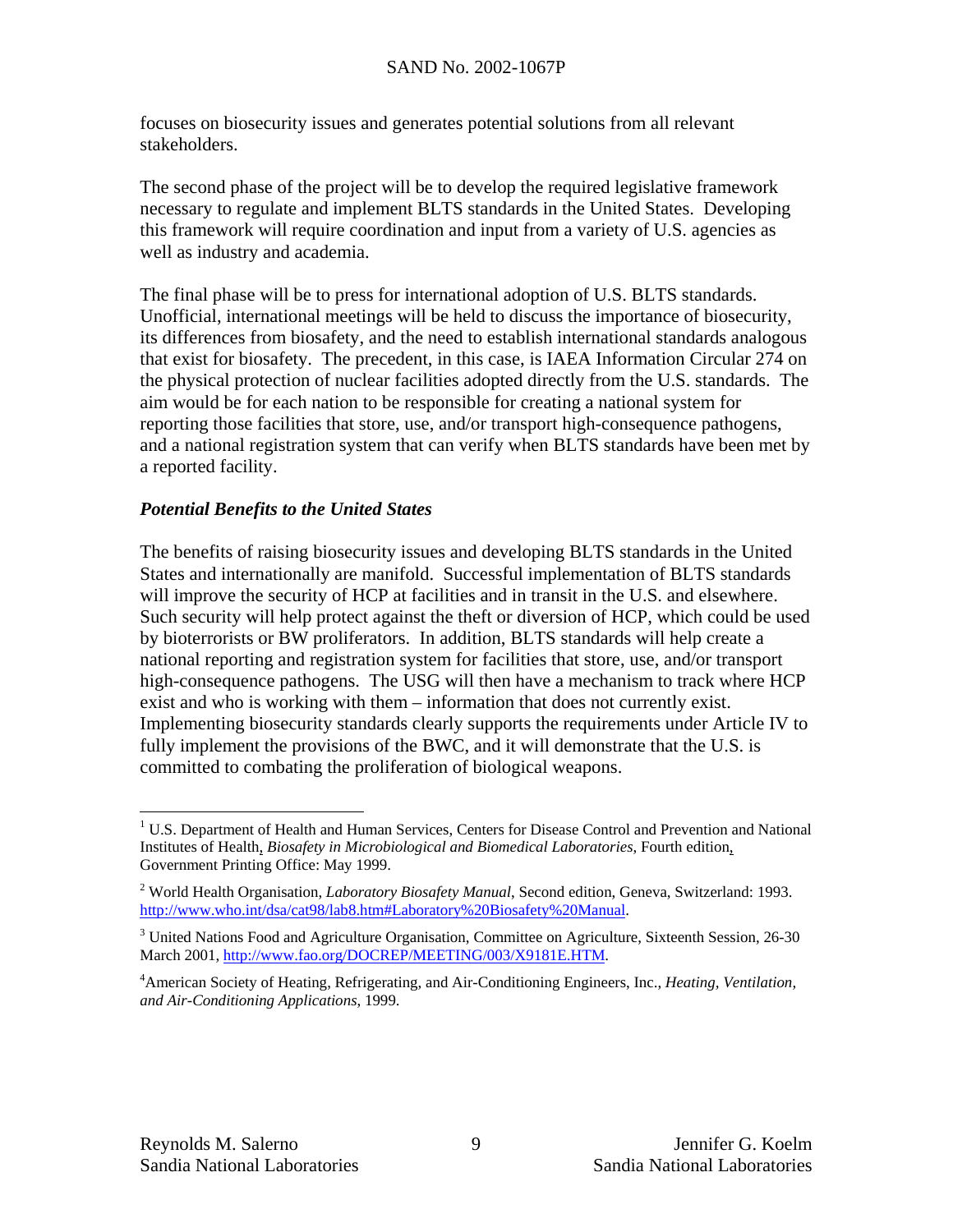focuses on biosecurity issues and generates potential solutions from all relevant stakeholders.

The second phase of the project will be to develop the required legislative framework necessary to regulate and implement BLTS standards in the United States. Developing this framework will require coordination and input from a variety of U.S. agencies as well as industry and academia.

The final phase will be to press for international adoption of U.S. BLTS standards. Unofficial, international meetings will be held to discuss the importance of biosecurity, its differences from biosafety, and the need to establish international standards analogous that exist for biosafety. The precedent, in this case, is IAEA Information Circular 274 on the physical protection of nuclear facilities adopted directly from the U.S. standards. The aim would be for each nation to be responsible for creating a national system for reporting those facilities that store, use, and/or transport high-consequence pathogens, and a national registration system that can verify when BLTS standards have been met by a reported facility.

### *Potential Benefits to the United States*

The benefits of raising biosecurity issues and developing BLTS standards in the United States and internationally are manifold. Successful implementation of BLTS standards will improve the security of HCP at facilities and in transit in the U.S. and elsewhere. Such security will help protect against the theft or diversion of HCP, which could be used by bioterrorists or BW proliferators. In addition, BLTS standards will help create a national reporting and registration system for facilities that store, use, and/or transport high-consequence pathogens. The USG will then have a mechanism to track where HCP exist and who is working with them – information that does not currently exist. Implementing biosecurity standards clearly supports the requirements under Article IV to fully implement the provisions of the BWC, and it will demonstrate that the U.S. is committed to combating the proliferation of biological weapons.

---

[1] U.S. Department of Health and Human Services, Centers for Disease Control and Prevention and National Institutes of Health, *Biosafety in Microbiological and Biomedical Laboratories*, Fourth edition, Government Printing Office: May 1999.

[2] World Health Organisation, *Laboratory Biosafety Manual*, Second edition, Geneva, Switzerland: 1993. http://www.who.int/dsa/cat98/lab8.htm#Laboratory%20Biosafety%20Manual.

[3] United Nations Food and Agriculture Organisation, Committee on Agriculture, Sixteenth Session, 26-30 March 2001, http://www.fao.org/DOCREP/MEETING/003/X9181E.HTM.

[4] American Society of Heating, Refrigerating, and Air-Conditioning Engineers, Inc., *Heating, Ventilation, and Air-Conditioning Applications*, 1999.